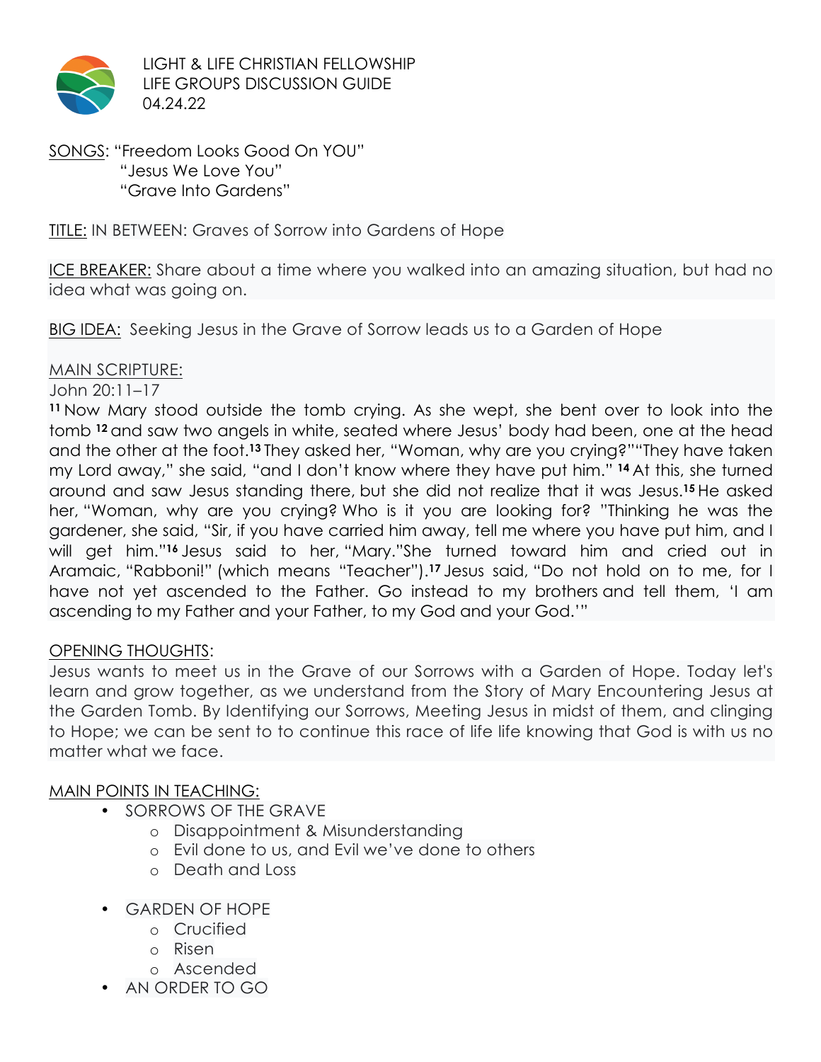LIGHT & LIFE CHRISTIAN FELLOWSHIP
LIFE GROUPS DISCUSSION GUIDE
04.24.22

SONGS: "Freedom Looks Good On YOU"
"Jesus We Love You"
"Grave Into Gardens"

TITLE: IN BETWEEN: Graves of Sorrow into Gardens of Hope

ICE BREAKER: Share about a time where you walked into an amazing situation, but had no idea what was going on.

BIG IDEA: Seeking Jesus in the Grave of Sorrow leads us to a Garden of Hope

MAIN SCRIPTURE:

John 20:11–17

[11] Now Mary stood outside the tomb crying. As she wept, she bent over to look into the tomb [12] and saw two angels in white, seated where Jesus' body had been, one at the head and the other at the foot.[13] They asked her, "Woman, why are you crying?""They have taken my Lord away," she said, "and I don't know where they have put him." [14] At this, she turned around and saw Jesus standing there, but she did not realize that it was Jesus.[15] He asked her, "Woman, why are you crying? Who is it you are looking for? "Thinking he was the gardener, she said, "Sir, if you have carried him away, tell me where you have put him, and I will get him."[16] Jesus said to her, "Mary."She turned toward him and cried out in Aramaic, "Rabboni!" (which means "Teacher").[17] Jesus said, "Do not hold on to me, for I have not yet ascended to the Father. Go instead to my brothers and tell them, 'I am ascending to my Father and your Father, to my God and your God.'"

OPENING THOUGHTS:

Jesus wants to meet us in the Grave of our Sorrows with a Garden of Hope. Today let's learn and grow together, as we understand from the Story of Mary Encountering Jesus at the Garden Tomb. By Identifying our Sorrows, Meeting Jesus in midst of them, and clinging to Hope; we can be sent to to continue this race of life life knowing that God is with us no matter what we face.

MAIN POINTS IN TEACHING:

- SORROWS OF THE GRAVE
  - Disappointment & Misunderstanding
  - Evil done to us, and Evil we've done to others
  - Death and Loss
- GARDEN OF HOPE
  - Crucified
  - Risen
  - Ascended
- AN ORDER TO GO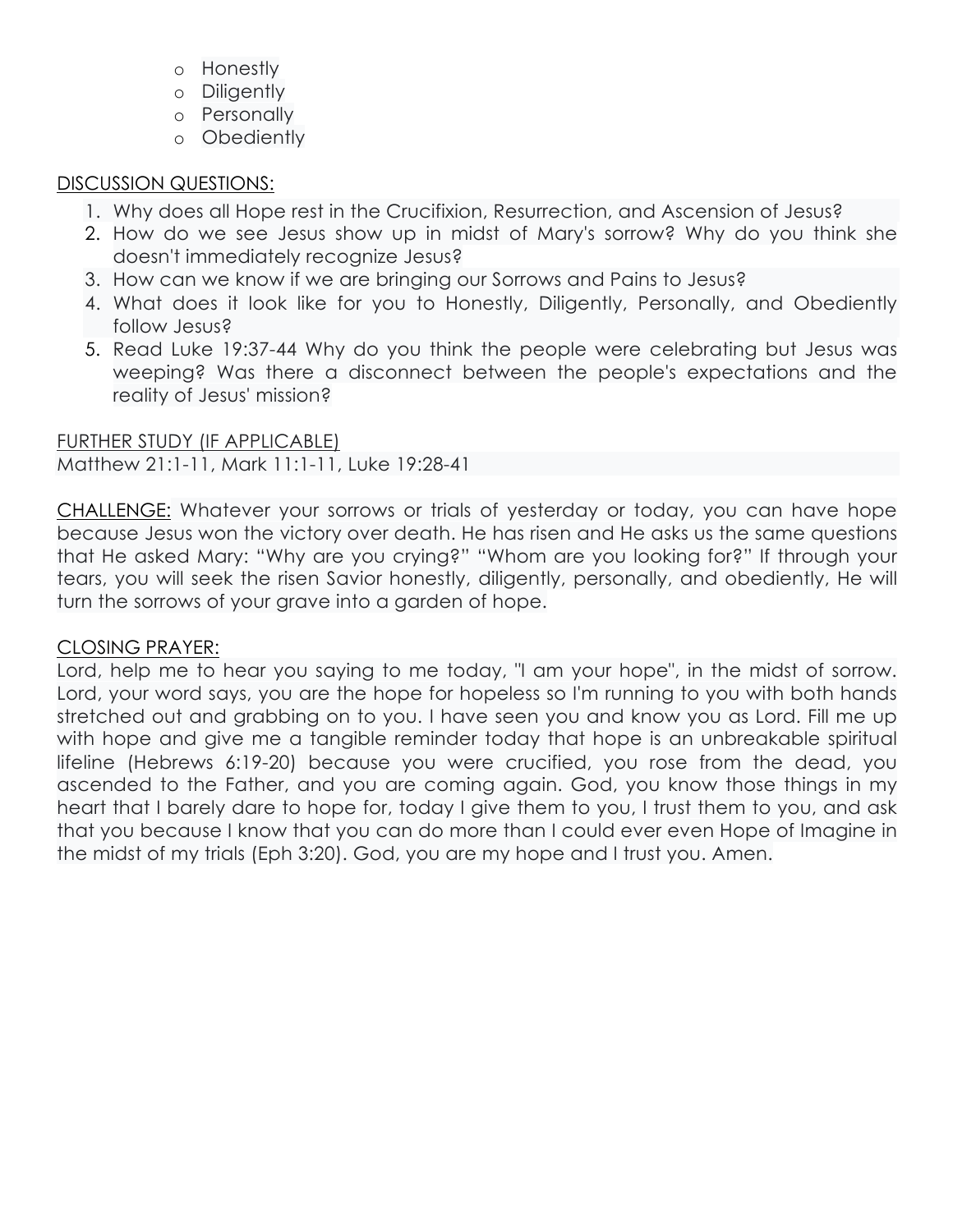- Honestly
- Diligently
- Personally
- Obediently

DISCUSSION QUESTIONS:

1. Why does all Hope rest in the Crucifixion, Resurrection, and Ascension of Jesus?
2. How do we see Jesus show up in midst of Mary's sorrow? Why do you think she doesn't immediately recognize Jesus?
3. How can we know if we are bringing our Sorrows and Pains to Jesus?
4. What does it look like for you to Honestly, Diligently, Personally, and Obediently follow Jesus?
5. Read Luke 19:37-44 Why do you think the people were celebrating but Jesus was weeping? Was there a disconnect between the people's expectations and the reality of Jesus' mission?

FURTHER STUDY (IF APPLICABLE)

Matthew 21:1-11, Mark 11:1-11, Luke 19:28-41

CHALLENGE: Whatever your sorrows or trials of yesterday or today, you can have hope because Jesus won the victory over death. He has risen and He asks us the same questions that He asked Mary: "Why are you crying?" "Whom are you looking for?" If through your tears, you will seek the risen Savior honestly, diligently, personally, and obediently, He will turn the sorrows of your grave into a garden of hope.

CLOSING PRAYER:

Lord, help me to hear you saying to me today, "I am your hope", in the midst of sorrow. Lord, your word says, you are the hope for hopeless so I'm running to you with both hands stretched out and grabbing on to you. I have seen you and know you as Lord. Fill me up with hope and give me a tangible reminder today that hope is an unbreakable spiritual lifeline (Hebrews 6:19-20) because you were crucified, you rose from the dead, you ascended to the Father, and you are coming again. God, you know those things in my heart that I barely dare to hope for, today I give them to you, I trust them to you, and ask that you because I know that you can do more than I could ever even Hope of Imagine in the midst of my trials (Eph 3:20). God, you are my hope and I trust you. Amen.